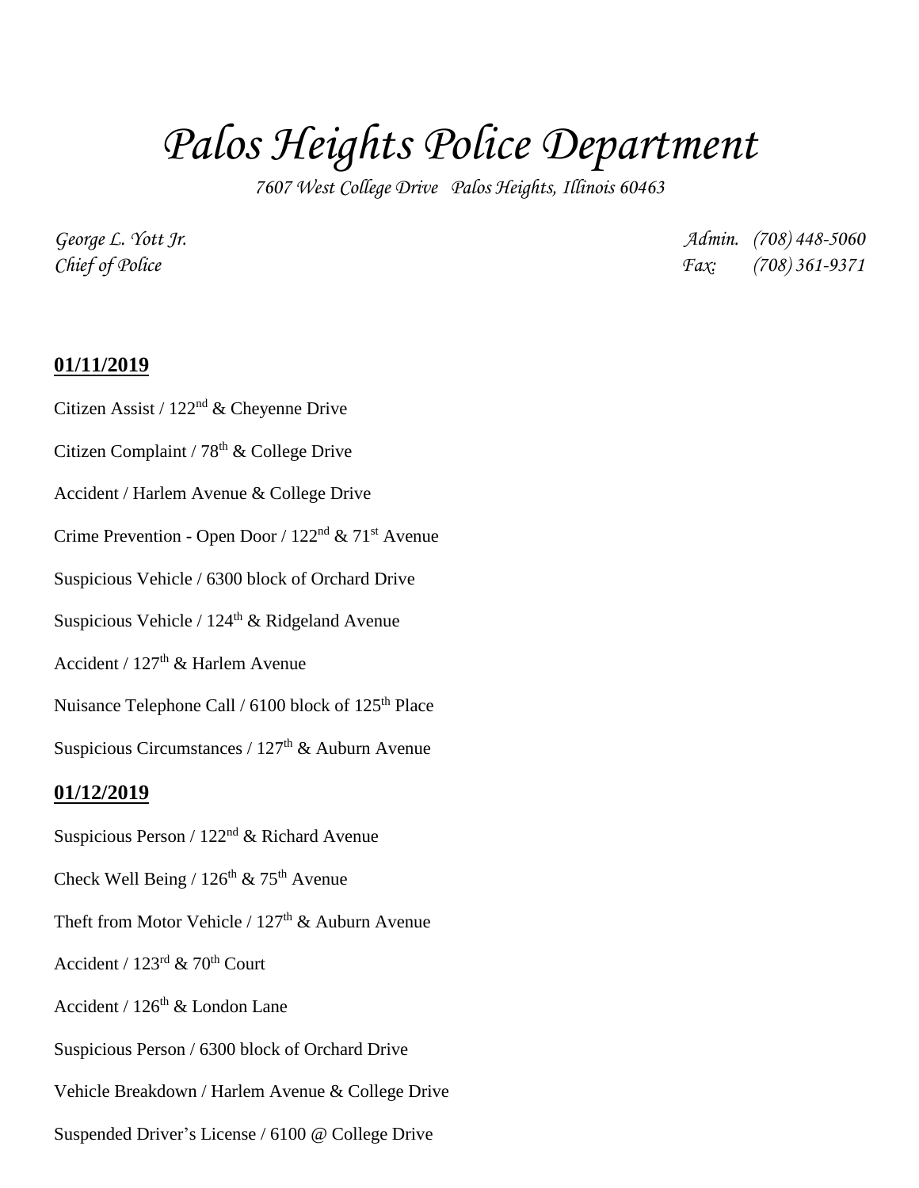# *Palos Heights Police Department*

*7607 West College Drive Palos Heights, Illinois 60463*

*George L. Yott Jr.*
*Chief of Police*

*Admin. (708) 448-5060*
*Fax: (708) 361-9371*

**01/11/2019**

Citizen Assist / 122nd & Cheyenne Drive

Citizen Complaint / 78th & College Drive

Accident / Harlem Avenue & College Drive

Crime Prevention - Open Door / 122nd & 71st Avenue

Suspicious Vehicle / 6300 block of Orchard Drive

Suspicious Vehicle / 124th & Ridgeland Avenue

Accident / 127th & Harlem Avenue

Nuisance Telephone Call / 6100 block of 125th Place

Suspicious Circumstances / 127th & Auburn Avenue

**01/12/2019**

Suspicious Person / 122nd & Richard Avenue

Check Well Being / 126th & 75th Avenue

Theft from Motor Vehicle / 127th & Auburn Avenue

Accident / 123rd & 70th Court

Accident / 126th & London Lane

Suspicious Person / 6300 block of Orchard Drive

Vehicle Breakdown / Harlem Avenue & College Drive

Suspended Driver's License / 6100 @ College Drive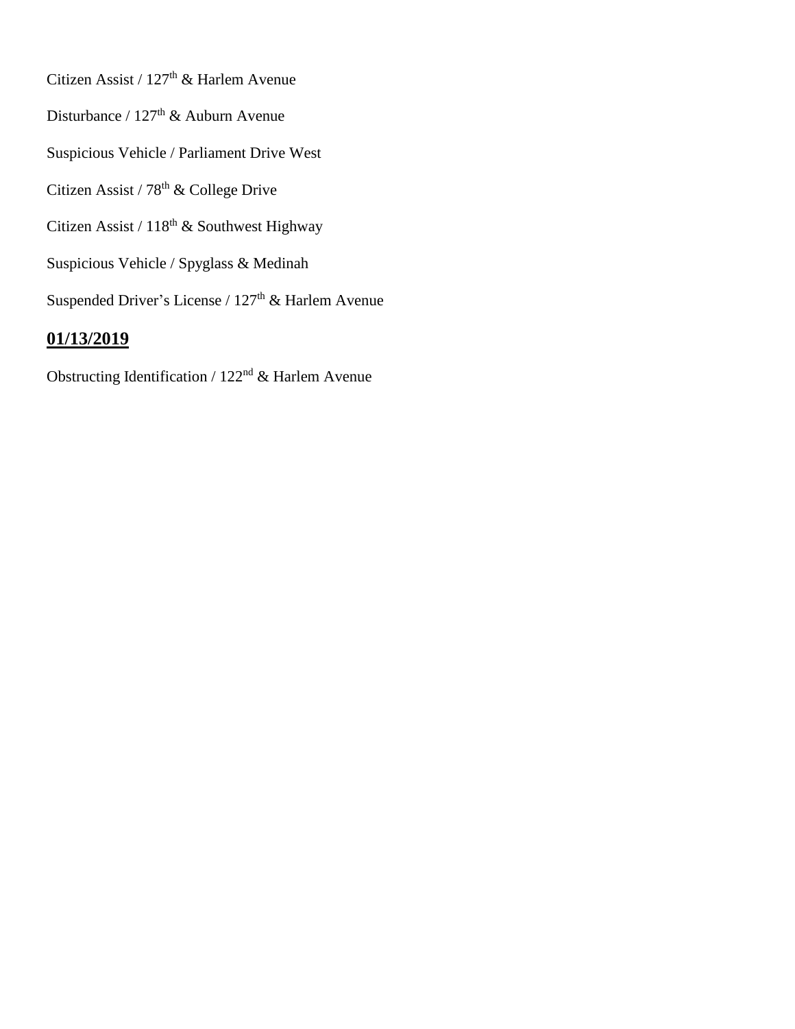Citizen Assist / 127th & Harlem Avenue

Disturbance / 127th & Auburn Avenue

Suspicious Vehicle / Parliament Drive West

Citizen Assist / 78th & College Drive

Citizen Assist / 118th & Southwest Highway

Suspicious Vehicle / Spyglass & Medinah

Suspended Driver's License / 127th & Harlem Avenue

## 01/13/2019

Obstructing Identification / 122nd & Harlem Avenue